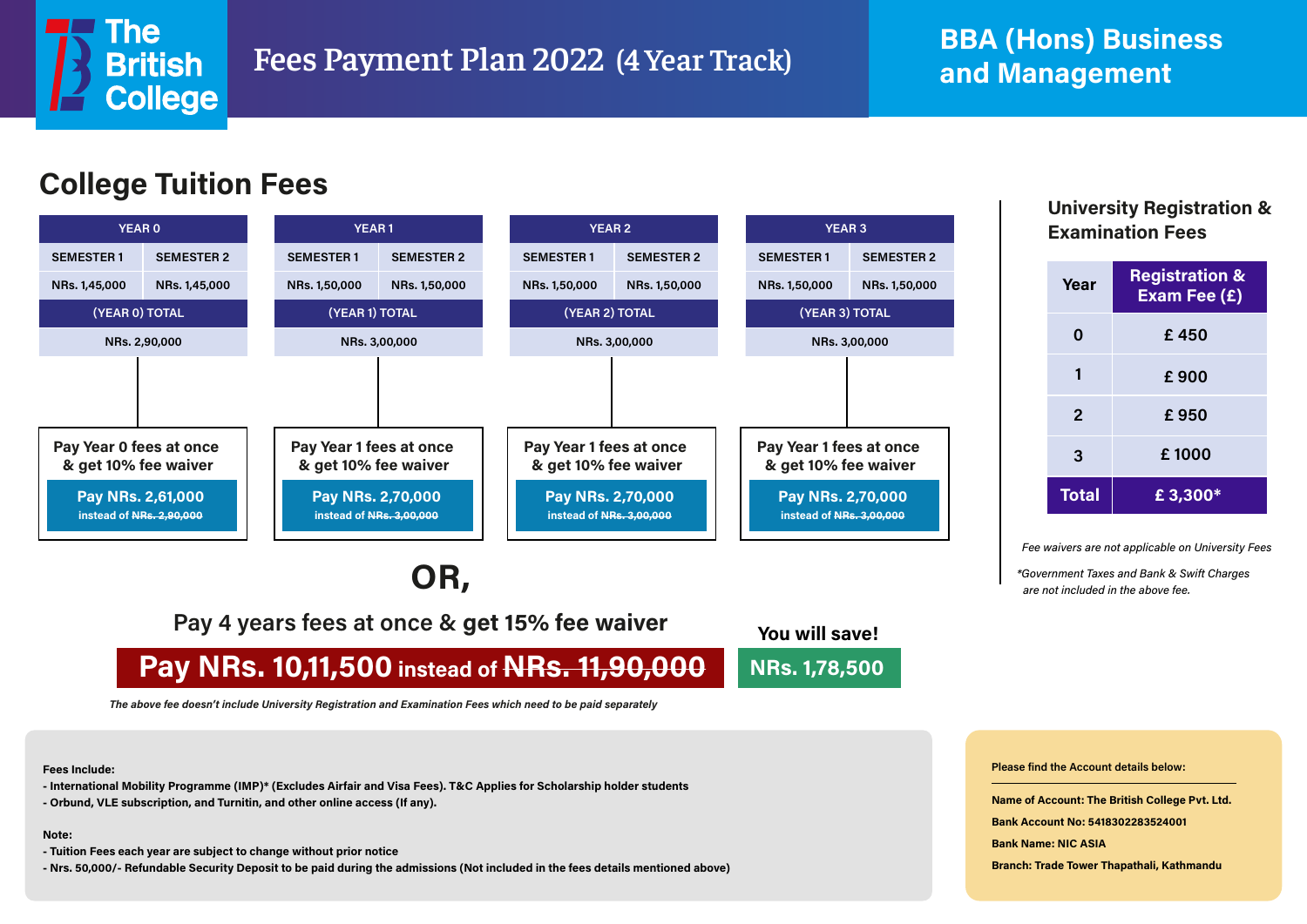# The British College

## Fees Payment Plan 2022 (4 Year Track)

## BBA (Hons) Business and Management

## College Tuition Fees

| YEAR 0 | | YEAR 1 | | YEAR 2 | | YEAR 3 | |
|---|---|---|---|---|---|---|---|
| SEMESTER 1 | SEMESTER 2 | SEMESTER 1 | SEMESTER 2 | SEMESTER 1 | SEMESTER 2 | SEMESTER 1 | SEMESTER 2 |
| NRs. 1,45,000 | NRs. 1,45,000 | NRs. 1,50,000 | NRs. 1,50,000 | NRs. 1,50,000 | NRs. 1,50,000 | NRs. 1,50,000 | NRs. 1,50,000 |
| (YEAR 0) TOTAL | | (YEAR 1) TOTAL | | (YEAR 2) TOTAL | | (YEAR 3) TOTAL | |
| NRs. 2,90,000 | | NRs. 3,00,000 | | NRs. 3,00,000 | | NRs. 3,00,000 | |

**Pay Year 0 fees at once & get 10% fee waiver**
Pay NRs. 2,61,000 instead of ~~NRs. 2,90,000~~

**Pay Year 1 fees at once & get 10% fee waiver**
Pay NRs. 2,70,000 instead of ~~NRs. 3,00,000~~

**Pay Year 1 fees at once & get 10% fee waiver**
Pay NRs. 2,70,000 instead of ~~NRs. 3,00,000~~

**Pay Year 1 fees at once & get 10% fee waiver**
Pay NRs. 2,70,000 instead of ~~NRs. 3,00,000~~

## OR,

**Pay 4 years fees at once & get 15% fee waiver**

**Pay NRs. 10,11,500 instead of ~~NRs. 11,90,000~~**

**You will save! NRs. 1,78,500**

*The above fee doesn't include University Registration and Examination Fees which need to be paid separately*

### University Registration & Examination Fees

| Year | Registration & Exam Fee (£) |
|---|---|
| 0 | £ 450 |
| 1 | £ 900 |
| 2 | £ 950 |
| 3 | £ 1000 |
| **Total** | **£ 3,300*** |

*Fee waivers are not applicable on University Fees*

*\*Government Taxes and Bank & Swift Charges are not included in the above fee.*

**Fees Include:**

- International Mobility Programme (IMP)* (Excludes Airfair and Visa Fees). T&C Applies for Scholarship holder students
- Orbund, VLE subscription, and Turnitin, and other online access (If any).

**Note:**

- Tuition Fees each year are subject to change without prior notice
- Nrs. 50,000/- Refundable Security Deposit to be paid during the admissions (Not included in the fees details mentioned above)

**Please find the Account details below:**

**Name of Account: The British College Pvt. Ltd.**
**Bank Account No: 5418302283524001**
**Bank Name: NIC ASIA**
**Branch: Trade Tower Thapathali, Kathmandu**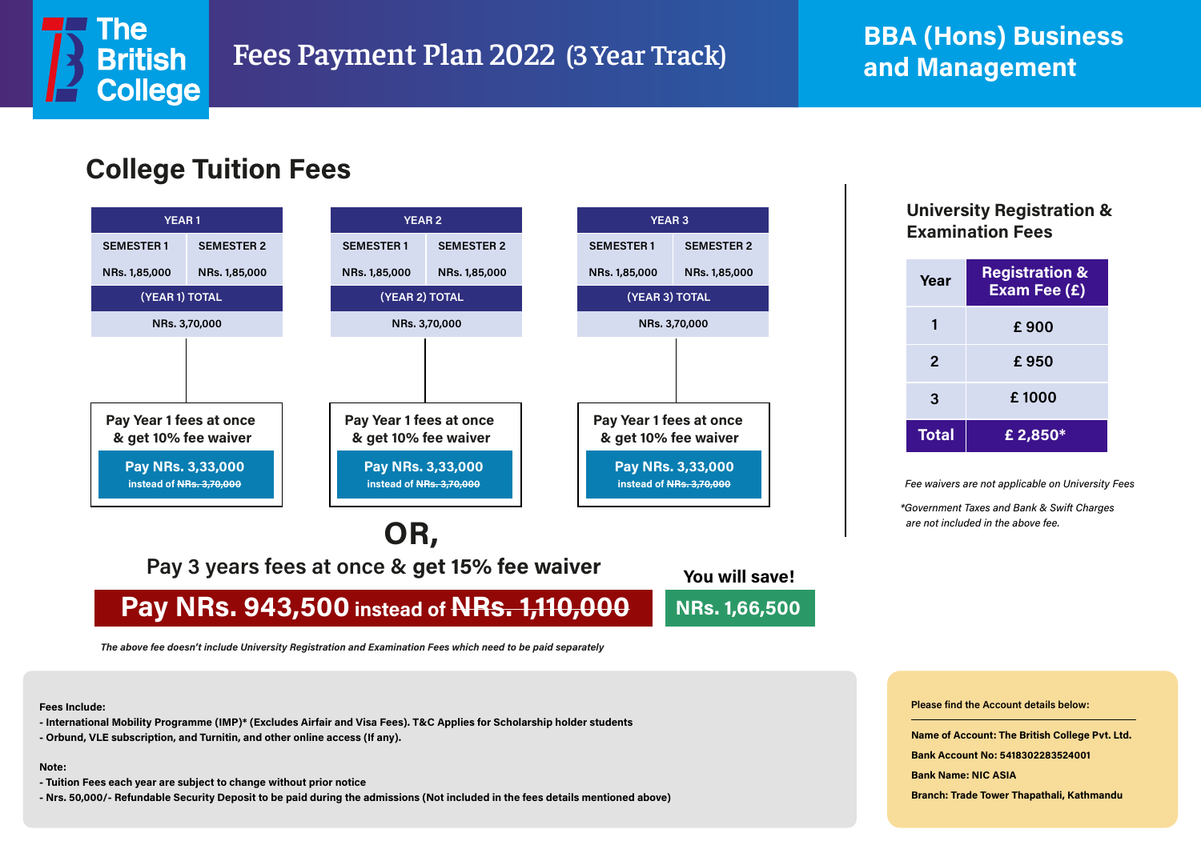# Fees Payment Plan 2022 (3 Year Track)

## BBA (Hons) Business and Management

## College Tuition Fees

| YEAR 1 | |
|---|---|
| SEMESTER 1 | SEMESTER 2 |
| NRs. 1,85,000 | NRs. 1,85,000 |
| (YEAR 1) TOTAL | |
| NRs. 3,70,000 | |

Pay Year 1 fees at once & get 10% fee waiver

**Pay NRs. 3,33,000** instead of ~~NRs. 3,70,000~~

| YEAR 2 | |
|---|---|
| SEMESTER 1 | SEMESTER 2 |
| NRs. 1,85,000 | NRs. 1,85,000 |
| (YEAR 2) TOTAL | |
| NRs. 3,70,000 | |

Pay Year 1 fees at once & get 10% fee waiver

**Pay NRs. 3,33,000** instead of ~~NRs. 3,70,000~~

| YEAR 3 | |
|---|---|
| SEMESTER 1 | SEMESTER 2 |
| NRs. 1,85,000 | NRs. 1,85,000 |
| (YEAR 3) TOTAL | |
| NRs. 3,70,000 | |

Pay Year 1 fees at once & get 10% fee waiver

**Pay NRs. 3,33,000** instead of ~~NRs. 3,70,000~~

**OR,**

**Pay 3 years fees at once & get 15% fee waiver**

**Pay NRs. 943,500 instead of ~~NRs. 1,110,000~~**

**You will save! NRs. 1,66,500**

*The above fee doesn't include University Registration and Examination Fees which need to be paid separately*

## University Registration & Examination Fees

| Year | Registration & Exam Fee (£) |
|---|---|
| 1 | £ 900 |
| 2 | £ 950 |
| 3 | £ 1000 |
| **Total** | **£ 2,850*** |

*Fee waivers are not applicable on University Fees*

**Government Taxes and Bank & Swift Charges are not included in the above fee.*

**Fees Include:**

- International Mobility Programme (IMP)* (Excludes Airfair and Visa Fees). T&C Applies for Scholarship holder students
- Orbund, VLE subscription, and Turnitin, and other online access (If any).

**Note:**

- Tuition Fees each year are subject to change without prior notice
- Nrs. 50,000/- Refundable Security Deposit to be paid during the admissions (Not included in the fees details mentioned above)

**Please find the Account details below:**

**Name of Account:** The British College Pvt. Ltd.

**Bank Account No:** 5418302283524001

**Bank Name:** NIC ASIA

**Branch:** Trade Tower Thapathali, Kathmandu